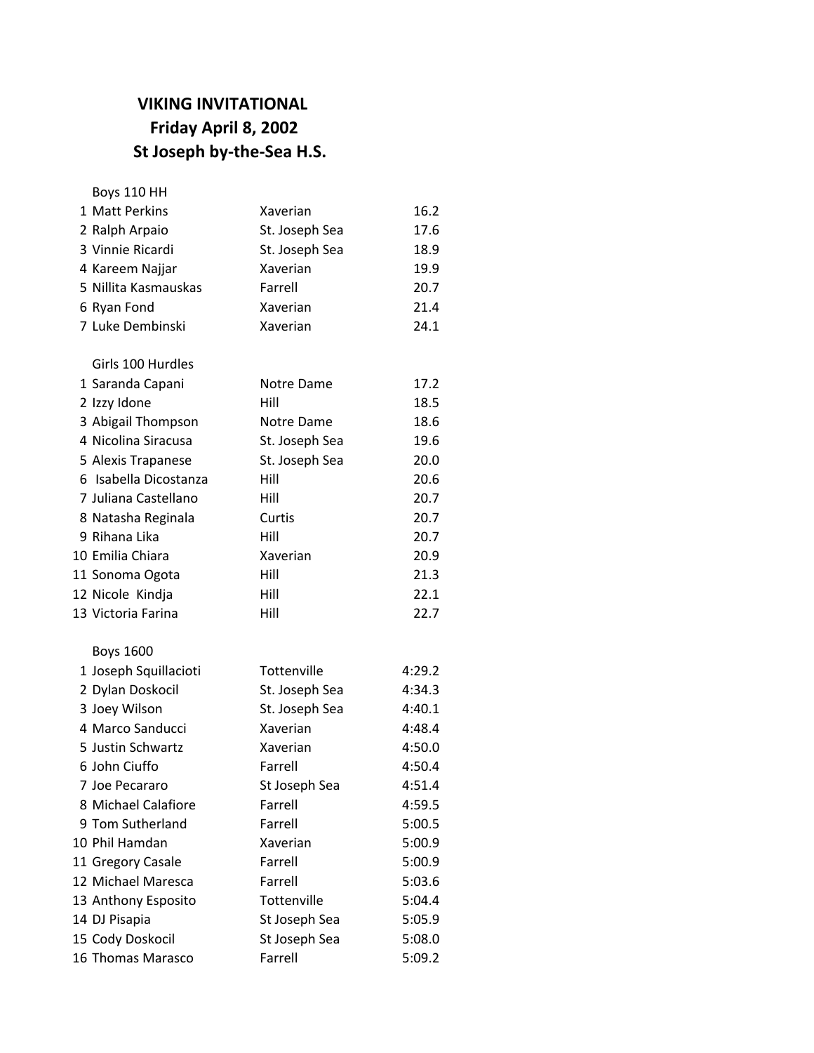# VIKING INVITATIONAL
## Friday April 8, 2002
## St Joseph by-the-Sea H.S.

### Boys 110 HH

| | Name | School | Time |
|---|---|---|---|
| 1 | Matt Perkins | Xaverian | 16.2 |
| 2 | Ralph Arpaio | St. Joseph Sea | 17.6 |
| 3 | Vinnie Ricardi | St. Joseph Sea | 18.9 |
| 4 | Kareem Najjar | Xaverian | 19.9 |
| 5 | Nillita Kasmauskas | Farrell | 20.7 |
| 6 | Ryan Fond | Xaverian | 21.4 |
| 7 | Luke Dembinski | Xaverian | 24.1 |

### Girls 100 Hurdles

| | Name | School | Time |
|---|---|---|---|
| 1 | Saranda Capani | Notre Dame | 17.2 |
| 2 | Izzy Idone | Hill | 18.5 |
| 3 | Abigail Thompson | Notre Dame | 18.6 |
| 4 | Nicolina Siracusa | St. Joseph Sea | 19.6 |
| 5 | Alexis Trapanese | St. Joseph Sea | 20.0 |
| 6 | Isabella Dicostanza | Hill | 20.6 |
| 7 | Juliana Castellano | Hill | 20.7 |
| 8 | Natasha Reginala | Curtis | 20.7 |
| 9 | Rihana Lika | Hill | 20.7 |
| 10 | Emilia Chiara | Xaverian | 20.9 |
| 11 | Sonoma Ogota | Hill | 21.3 |
| 12 | Nicole Kindja | Hill | 22.1 |
| 13 | Victoria Farina | Hill | 22.7 |

### Boys 1600

| | Name | School | Time |
|---|---|---|---|
| 1 | Joseph Squillacioti | Tottenville | 4:29.2 |
| 2 | Dylan Doskocil | St. Joseph Sea | 4:34.3 |
| 3 | Joey Wilson | St. Joseph Sea | 4:40.1 |
| 4 | Marco Sanducci | Xaverian | 4:48.4 |
| 5 | Justin Schwartz | Xaverian | 4:50.0 |
| 6 | John Ciuffo | Farrell | 4:50.4 |
| 7 | Joe Pecararo | St Joseph Sea | 4:51.4 |
| 8 | Michael Calafiore | Farrell | 4:59.5 |
| 9 | Tom Sutherland | Farrell | 5:00.5 |
| 10 | Phil Hamdan | Xaverian | 5:00.9 |
| 11 | Gregory Casale | Farrell | 5:00.9 |
| 12 | Michael Maresca | Farrell | 5:03.6 |
| 13 | Anthony Esposito | Tottenville | 5:04.4 |
| 14 | DJ Pisapia | St Joseph Sea | 5:05.9 |
| 15 | Cody Doskocil | St Joseph Sea | 5:08.0 |
| 16 | Thomas Marasco | Farrell | 5:09.2 |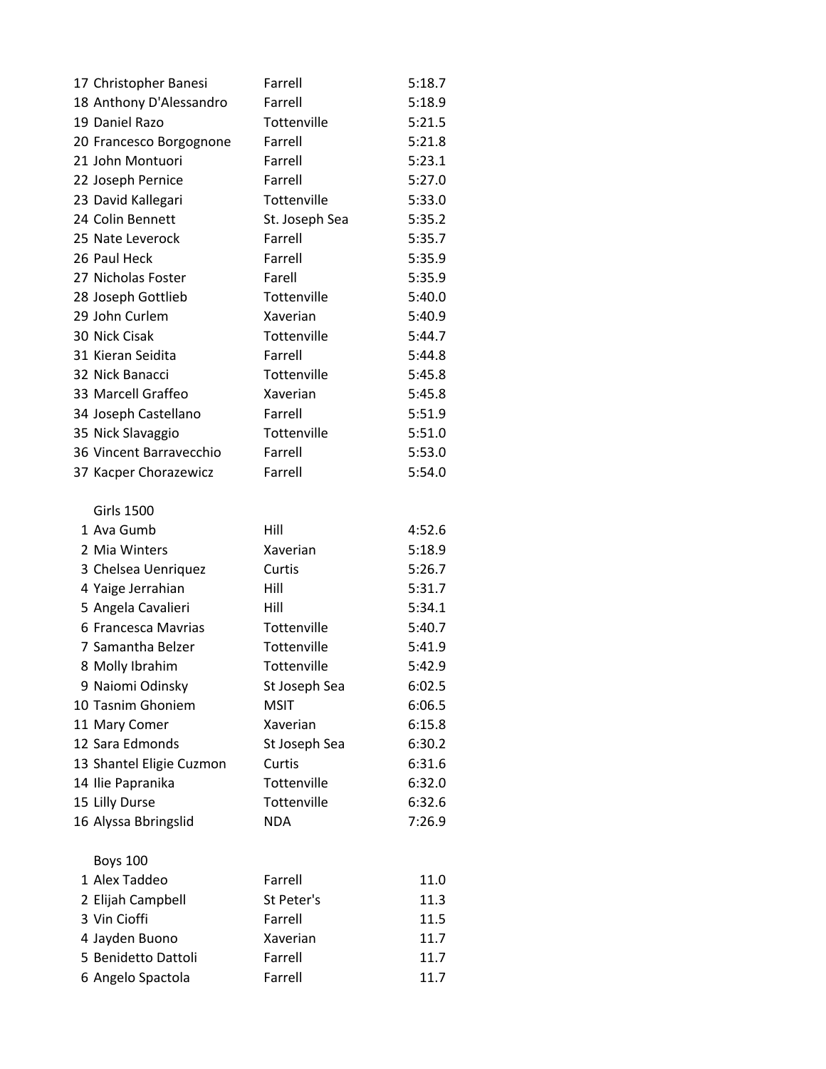| | | |
|---|---|---|
| 17 Christopher Banesi | Farrell | 5:18.7 |
| 18 Anthony D'Alessandro | Farrell | 5:18.9 |
| 19 Daniel Razo | Tottenville | 5:21.5 |
| 20 Francesco Borgognone | Farrell | 5:21.8 |
| 21 John Montuori | Farrell | 5:23.1 |
| 22 Joseph Pernice | Farrell | 5:27.0 |
| 23 David Kallegari | Tottenville | 5:33.0 |
| 24 Colin Bennett | St. Joseph Sea | 5:35.2 |
| 25 Nate Leverock | Farrell | 5:35.7 |
| 26 Paul Heck | Farrell | 5:35.9 |
| 27 Nicholas Foster | Farell | 5:35.9 |
| 28 Joseph Gottlieb | Tottenville | 5:40.0 |
| 29 John Curlem | Xaverian | 5:40.9 |
| 30 Nick Cisak | Tottenville | 5:44.7 |
| 31 Kieran Seidita | Farrell | 5:44.8 |
| 32 Nick Banacci | Tottenville | 5:45.8 |
| 33 Marcell Graffeo | Xaverian | 5:45.8 |
| 34 Joseph Castellano | Farrell | 5:51.9 |
| 35 Nick Slavaggio | Tottenville | 5:51.0 |
| 36 Vincent Barravecchio | Farrell | 5:53.0 |
| 37 Kacper Chorazewicz | Farrell | 5:54.0 |

Girls 1500

| | | |
|---|---|---|
| 1 Ava Gumb | Hill | 4:52.6 |
| 2 Mia Winters | Xaverian | 5:18.9 |
| 3 Chelsea Uenriquez | Curtis | 5:26.7 |
| 4 Yaige Jerrahian | Hill | 5:31.7 |
| 5 Angela Cavalieri | Hill | 5:34.1 |
| 6 Francesca Mavrias | Tottenville | 5:40.7 |
| 7 Samantha Belzer | Tottenville | 5:41.9 |
| 8 Molly Ibrahim | Tottenville | 5:42.9 |
| 9 Naiomi Odinsky | St Joseph Sea | 6:02.5 |
| 10 Tasnim Ghoniem | MSIT | 6:06.5 |
| 11 Mary Comer | Xaverian | 6:15.8 |
| 12 Sara Edmonds | St Joseph Sea | 6:30.2 |
| 13 Shantel Eligie Cuzmon | Curtis | 6:31.6 |
| 14 Ilie Papranika | Tottenville | 6:32.0 |
| 15 Lilly Durse | Tottenville | 6:32.6 |
| 16 Alyssa Bbringslid | NDA | 7:26.9 |

Boys 100

| | | |
|---|---|---|
| 1 Alex Taddeo | Farrell | 11.0 |
| 2 Elijah Campbell | St Peter's | 11.3 |
| 3 Vin Cioffi | Farrell | 11.5 |
| 4 Jayden Buono | Xaverian | 11.7 |
| 5 Benidetto Dattoli | Farrell | 11.7 |
| 6 Angelo Spactola | Farrell | 11.7 |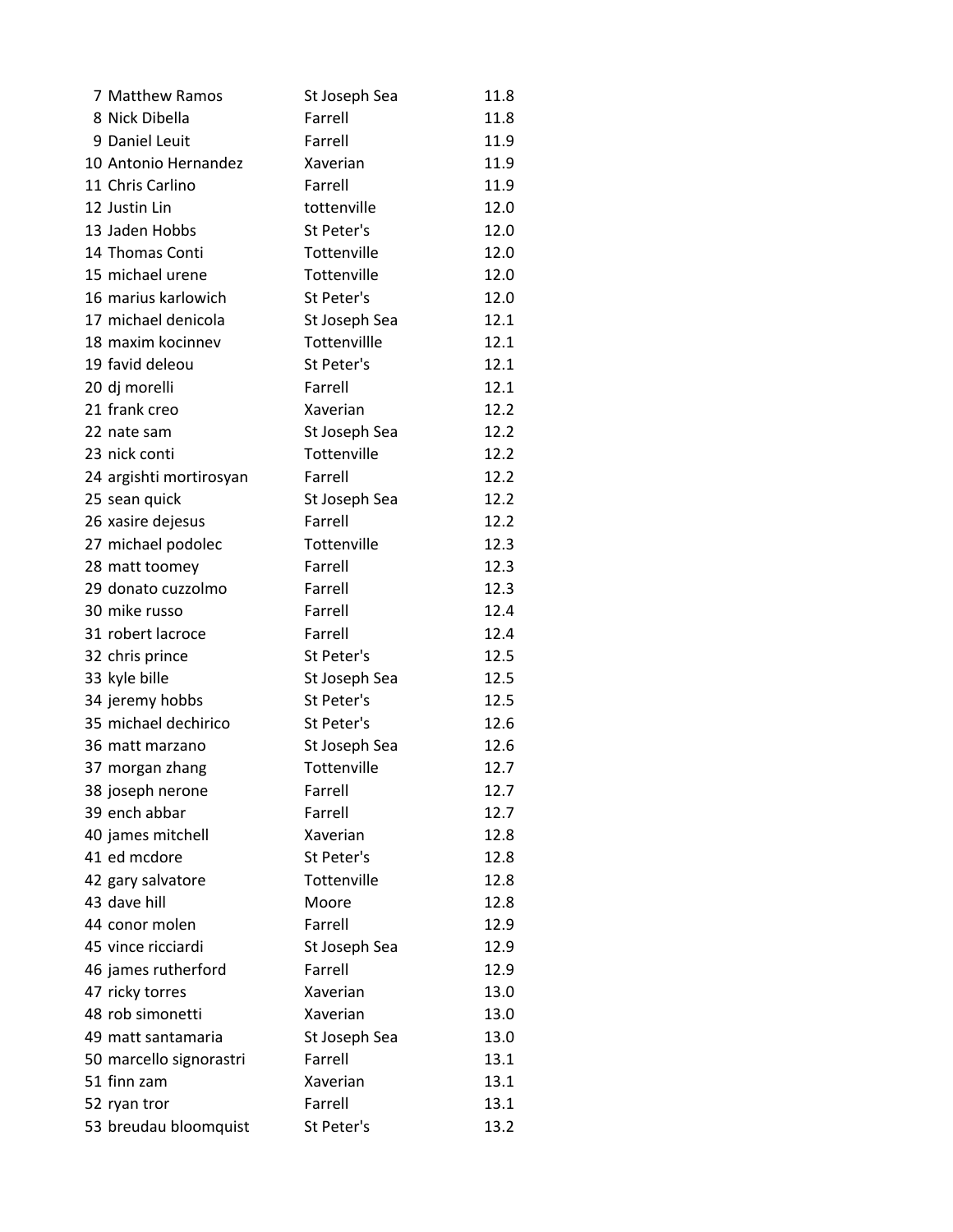| | | | |
|---|---|---|---|
| 7 | Matthew Ramos | St Joseph Sea | 11.8 |
| 8 | Nick Dibella | Farrell | 11.8 |
| 9 | Daniel Leuit | Farrell | 11.9 |
| 10 | Antonio Hernandez | Xaverian | 11.9 |
| 11 | Chris Carlino | Farrell | 11.9 |
| 12 | Justin Lin | tottenville | 12.0 |
| 13 | Jaden Hobbs | St Peter's | 12.0 |
| 14 | Thomas Conti | Tottenville | 12.0 |
| 15 | michael urene | Tottenville | 12.0 |
| 16 | marius karlowich | St Peter's | 12.0 |
| 17 | michael denicola | St Joseph Sea | 12.1 |
| 18 | maxim kocinnev | Tottenvillle | 12.1 |
| 19 | favid deleou | St Peter's | 12.1 |
| 20 | dj morelli | Farrell | 12.1 |
| 21 | frank creo | Xaverian | 12.2 |
| 22 | nate sam | St Joseph Sea | 12.2 |
| 23 | nick conti | Tottenville | 12.2 |
| 24 | argishti mortirosyan | Farrell | 12.2 |
| 25 | sean quick | St Joseph Sea | 12.2 |
| 26 | xasire dejesus | Farrell | 12.2 |
| 27 | michael podolec | Tottenville | 12.3 |
| 28 | matt toomey | Farrell | 12.3 |
| 29 | donato cuzzolmo | Farrell | 12.3 |
| 30 | mike russo | Farrell | 12.4 |
| 31 | robert lacroce | Farrell | 12.4 |
| 32 | chris prince | St Peter's | 12.5 |
| 33 | kyle bille | St Joseph Sea | 12.5 |
| 34 | jeremy hobbs | St Peter's | 12.5 |
| 35 | michael dechirico | St Peter's | 12.6 |
| 36 | matt marzano | St Joseph Sea | 12.6 |
| 37 | morgan zhang | Tottenville | 12.7 |
| 38 | joseph nerone | Farrell | 12.7 |
| 39 | ench abbar | Farrell | 12.7 |
| 40 | james mitchell | Xaverian | 12.8 |
| 41 | ed mcdore | St Peter's | 12.8 |
| 42 | gary salvatore | Tottenville | 12.8 |
| 43 | dave hill | Moore | 12.8 |
| 44 | conor molen | Farrell | 12.9 |
| 45 | vince ricciardi | St Joseph Sea | 12.9 |
| 46 | james rutherford | Farrell | 12.9 |
| 47 | ricky torres | Xaverian | 13.0 |
| 48 | rob simonetti | Xaverian | 13.0 |
| 49 | matt santamaria | St Joseph Sea | 13.0 |
| 50 | marcello signorastri | Farrell | 13.1 |
| 51 | finn zam | Xaverian | 13.1 |
| 52 | ryan tror | Farrell | 13.1 |
| 53 | breudau bloomquist | St Peter's | 13.2 |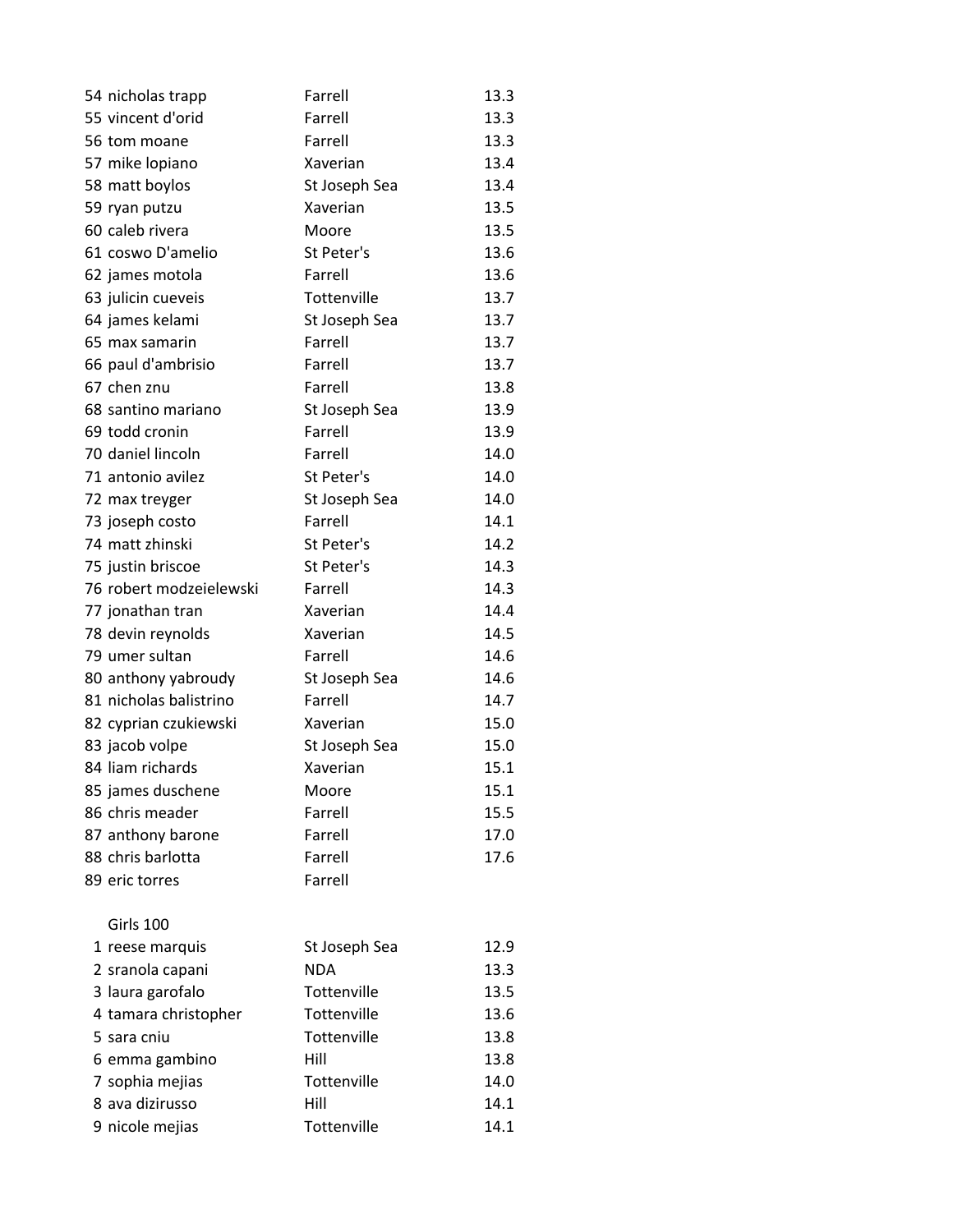| | | | |
|---|---|---|---|
| 54 | nicholas trapp | Farrell | 13.3 |
| 55 | vincent d'orid | Farrell | 13.3 |
| 56 | tom moane | Farrell | 13.3 |
| 57 | mike lopiano | Xaverian | 13.4 |
| 58 | matt boylos | St Joseph Sea | 13.4 |
| 59 | ryan putzu | Xaverian | 13.5 |
| 60 | caleb rivera | Moore | 13.5 |
| 61 | coswo D'amelio | St Peter's | 13.6 |
| 62 | james motola | Farrell | 13.6 |
| 63 | julicin cueveis | Tottenville | 13.7 |
| 64 | james kelami | St Joseph Sea | 13.7 |
| 65 | max samarin | Farrell | 13.7 |
| 66 | paul d'ambrisio | Farrell | 13.7 |
| 67 | chen znu | Farrell | 13.8 |
| 68 | santino mariano | St Joseph Sea | 13.9 |
| 69 | todd cronin | Farrell | 13.9 |
| 70 | daniel lincoln | Farrell | 14.0 |
| 71 | antonio avilez | St Peter's | 14.0 |
| 72 | max treyger | St Joseph Sea | 14.0 |
| 73 | joseph costo | Farrell | 14.1 |
| 74 | matt zhinski | St Peter's | 14.2 |
| 75 | justin briscoe | St Peter's | 14.3 |
| 76 | robert modzeielewski | Farrell | 14.3 |
| 77 | jonathan tran | Xaverian | 14.4 |
| 78 | devin reynolds | Xaverian | 14.5 |
| 79 | umer sultan | Farrell | 14.6 |
| 80 | anthony yabroudy | St Joseph Sea | 14.6 |
| 81 | nicholas balistrino | Farrell | 14.7 |
| 82 | cyprian czukiewski | Xaverian | 15.0 |
| 83 | jacob volpe | St Joseph Sea | 15.0 |
| 84 | liam richards | Xaverian | 15.1 |
| 85 | james duschene | Moore | 15.1 |
| 86 | chris meader | Farrell | 15.5 |
| 87 | anthony barone | Farrell | 17.0 |
| 88 | chris barlotta | Farrell | 17.6 |
| 89 | eric torres | Farrell | |

Girls 100

| | | | |
|---|---|---|---|
| 1 | reese marquis | St Joseph Sea | 12.9 |
| 2 | sranola capani | NDA | 13.3 |
| 3 | laura garofalo | Tottenville | 13.5 |
| 4 | tamara christopher | Tottenville | 13.6 |
| 5 | sara cniu | Tottenville | 13.8 |
| 6 | emma gambino | Hill | 13.8 |
| 7 | sophia mejias | Tottenville | 14.0 |
| 8 | ava dizirusso | Hill | 14.1 |
| 9 | nicole mejias | Tottenville | 14.1 |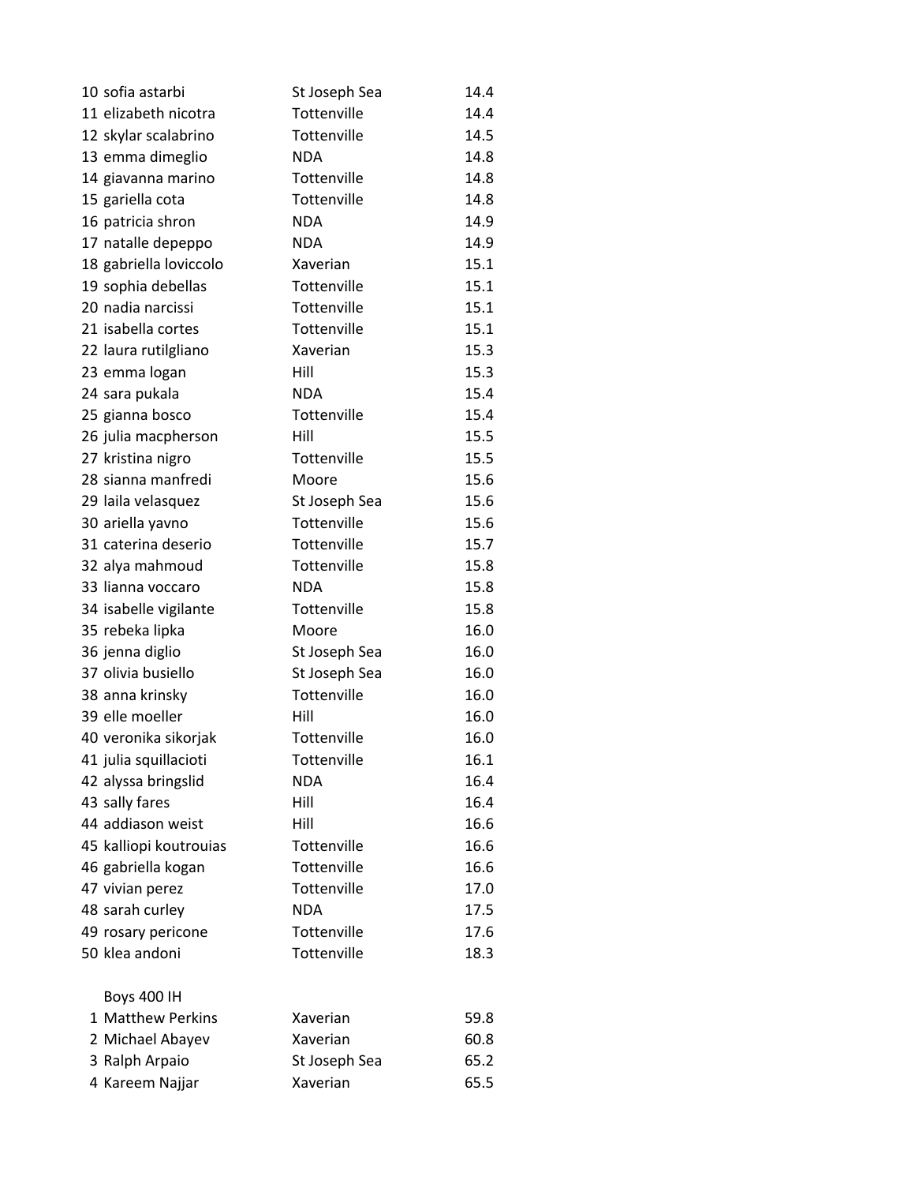| | | |
|---|---|---|
| 10 sofia astarbi | St Joseph Sea | 14.4 |
| 11 elizabeth nicotra | Tottenville | 14.4 |
| 12 skylar scalabrino | Tottenville | 14.5 |
| 13 emma dimeglio | NDA | 14.8 |
| 14 giavanna marino | Tottenville | 14.8 |
| 15 gariella cota | Tottenville | 14.8 |
| 16 patricia shron | NDA | 14.9 |
| 17 natalle depeppo | NDA | 14.9 |
| 18 gabriella loviccolo | Xaverian | 15.1 |
| 19 sophia debellas | Tottenville | 15.1 |
| 20 nadia narcissi | Tottenville | 15.1 |
| 21 isabella cortes | Tottenville | 15.1 |
| 22 laura rutilgliano | Xaverian | 15.3 |
| 23 emma logan | Hill | 15.3 |
| 24 sara pukala | NDA | 15.4 |
| 25 gianna bosco | Tottenville | 15.4 |
| 26 julia macpherson | Hill | 15.5 |
| 27 kristina nigro | Tottenville | 15.5 |
| 28 sianna manfredi | Moore | 15.6 |
| 29 laila velasquez | St Joseph Sea | 15.6 |
| 30 ariella yavno | Tottenville | 15.6 |
| 31 caterina deserio | Tottenville | 15.7 |
| 32 alya mahmoud | Tottenville | 15.8 |
| 33 lianna voccaro | NDA | 15.8 |
| 34 isabelle vigilante | Tottenville | 15.8 |
| 35 rebeka lipka | Moore | 16.0 |
| 36 jenna diglio | St Joseph Sea | 16.0 |
| 37 olivia busiello | St Joseph Sea | 16.0 |
| 38 anna krinsky | Tottenville | 16.0 |
| 39 elle moeller | Hill | 16.0 |
| 40 veronika sikorjak | Tottenville | 16.0 |
| 41 julia squillacioti | Tottenville | 16.1 |
| 42 alyssa bringslid | NDA | 16.4 |
| 43 sally fares | Hill | 16.4 |
| 44 addiason weist | Hill | 16.6 |
| 45 kalliopi koutrouias | Tottenville | 16.6 |
| 46 gabriella kogan | Tottenville | 16.6 |
| 47 vivian perez | Tottenville | 17.0 |
| 48 sarah curley | NDA | 17.5 |
| 49 rosary pericone | Tottenville | 17.6 |
| 50 klea andoni | Tottenville | 18.3 |

Boys 400 IH

| | | |
|---|---|---|
| 1 Matthew Perkins | Xaverian | 59.8 |
| 2 Michael Abayev | Xaverian | 60.8 |
| 3 Ralph Arpaio | St Joseph Sea | 65.2 |
| 4 Kareem Najjar | Xaverian | 65.5 |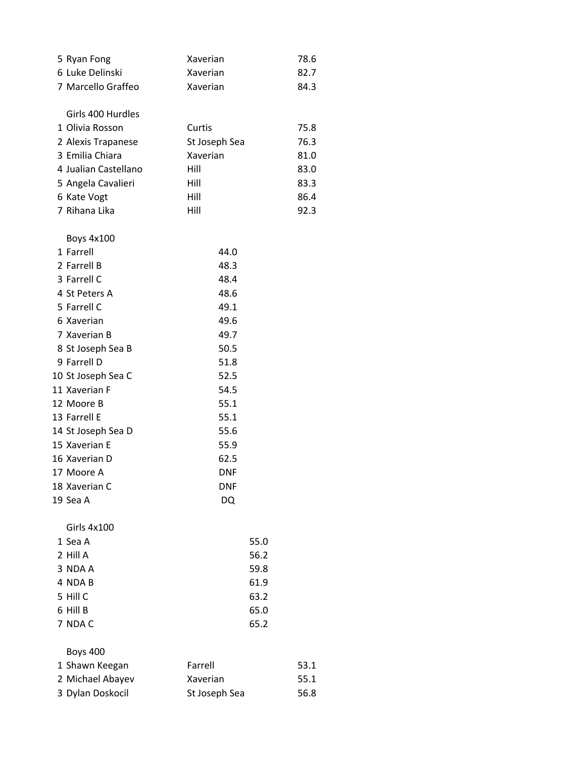| | | | |
|---|---|---|---|
| 5 | Ryan Fong | Xaverian | 78.6 |
| 6 | Luke Delinski | Xaverian | 82.7 |
| 7 | Marcello Graffeo | Xaverian | 84.3 |

**Girls 400 Hurdles**

| | | | |
|---|---|---|---|
| 1 | Olivia Rosson | Curtis | 75.8 |
| 2 | Alexis Trapanese | St Joseph Sea | 76.3 |
| 3 | Emilia Chiara | Xaverian | 81.0 |
| 4 | Jualian Castellano | Hill | 83.0 |
| 5 | Angela Cavalieri | Hill | 83.3 |
| 6 | Kate Vogt | Hill | 86.4 |
| 7 | Rihana Lika | Hill | 92.3 |

**Boys 4x100**

| | | |
|---|---|---|
| 1 | Farrell | 44.0 |
| 2 | Farrell B | 48.3 |
| 3 | Farrell C | 48.4 |
| 4 | St Peters A | 48.6 |
| 5 | Farrell C | 49.1 |
| 6 | Xaverian | 49.6 |
| 7 | Xaverian B | 49.7 |
| 8 | St Joseph Sea B | 50.5 |
| 9 | Farrell D | 51.8 |
| 10 | St Joseph Sea C | 52.5 |
| 11 | Xaverian F | 54.5 |
| 12 | Moore B | 55.1 |
| 13 | Farrell E | 55.1 |
| 14 | St Joseph Sea D | 55.6 |
| 15 | Xaverian E | 55.9 |
| 16 | Xaverian D | 62.5 |
| 17 | Moore A | DNF |
| 18 | Xaverian C | DNF |
| 19 | Sea A | DQ |

**Girls 4x100**

| | | |
|---|---|---|
| 1 | Sea A | 55.0 |
| 2 | Hill A | 56.2 |
| 3 | NDA A | 59.8 |
| 4 | NDA B | 61.9 |
| 5 | Hill C | 63.2 |
| 6 | Hill B | 65.0 |
| 7 | NDA C | 65.2 |

**Boys 400**

| | | | |
|---|---|---|---|
| 1 | Shawn Keegan | Farrell | 53.1 |
| 2 | Michael Abayev | Xaverian | 55.1 |
| 3 | Dylan Doskocil | St Joseph Sea | 56.8 |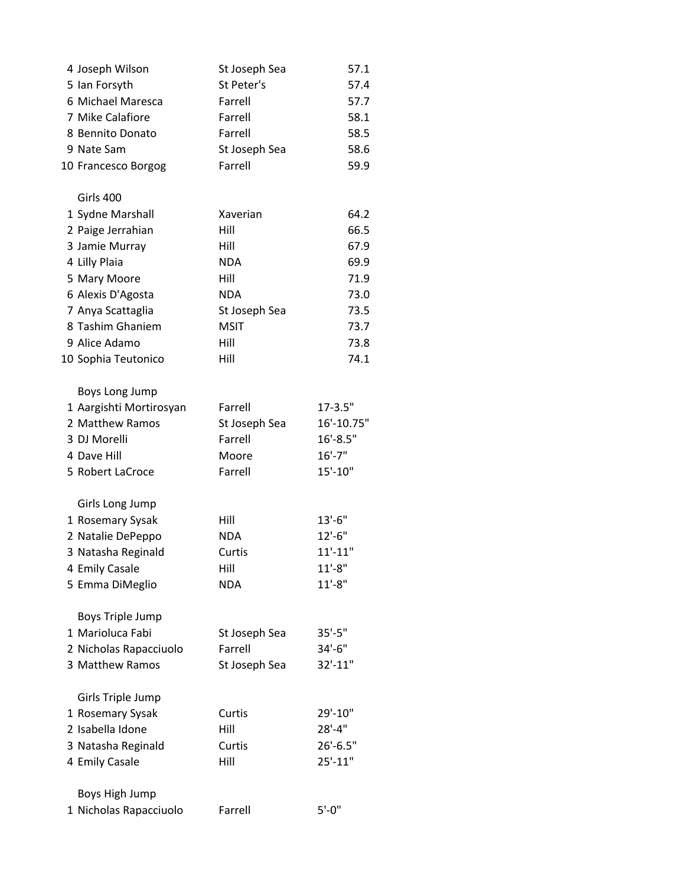| | | |
|---|---|---|
| 4 Joseph Wilson | St Joseph Sea | 57.1 |
| 5 Ian Forsyth | St Peter's | 57.4 |
| 6 Michael Maresca | Farrell | 57.7 |
| 7 Mike Calafiore | Farrell | 58.1 |
| 8 Bennito Donato | Farrell | 58.5 |
| 9 Nate Sam | St Joseph Sea | 58.6 |
| 10 Francesco Borgog | Farrell | 59.9 |

Girls 400

| | | |
|---|---|---|
| 1 Sydne Marshall | Xaverian | 64.2 |
| 2 Paige Jerrahian | Hill | 66.5 |
| 3 Jamie Murray | Hill | 67.9 |
| 4 Lilly Plaia | NDA | 69.9 |
| 5 Mary Moore | Hill | 71.9 |
| 6 Alexis D'Agosta | NDA | 73.0 |
| 7 Anya Scattaglia | St Joseph Sea | 73.5 |
| 8 Tashim Ghaniem | MSIT | 73.7 |
| 9 Alice Adamo | Hill | 73.8 |
| 10 Sophia Teutonico | Hill | 74.1 |

Boys Long Jump

| | | |
|---|---|---|
| 1 Aargishti Mortirosyan | Farrell | 17-3.5" |
| 2 Matthew Ramos | St Joseph Sea | 16'-10.75" |
| 3 DJ Morelli | Farrell | 16'-8.5" |
| 4 Dave Hill | Moore | 16'-7" |
| 5 Robert LaCroce | Farrell | 15'-10" |

Girls Long Jump

| | | |
|---|---|---|
| 1 Rosemary Sysak | Hill | 13'-6" |
| 2 Natalie DePeppo | NDA | 12'-6" |
| 3 Natasha Reginald | Curtis | 11'-11" |
| 4 Emily Casale | Hill | 11'-8" |
| 5 Emma DiMeglio | NDA | 11'-8" |

Boys Triple Jump

| | | |
|---|---|---|
| 1 Marioluca Fabi | St Joseph Sea | 35'-5" |
| 2 Nicholas Rapacciuolo | Farrell | 34'-6" |
| 3 Matthew Ramos | St Joseph Sea | 32'-11" |

Girls Triple Jump

| | | |
|---|---|---|
| 1 Rosemary Sysak | Curtis | 29'-10" |
| 2 Isabella Idone | Hill | 28'-4" |
| 3 Natasha Reginald | Curtis | 26'-6.5" |
| 4 Emily Casale | Hill | 25'-11" |

Boys High Jump

| | | |
|---|---|---|
| 1 Nicholas Rapacciuolo | Farrell | 5'-0" |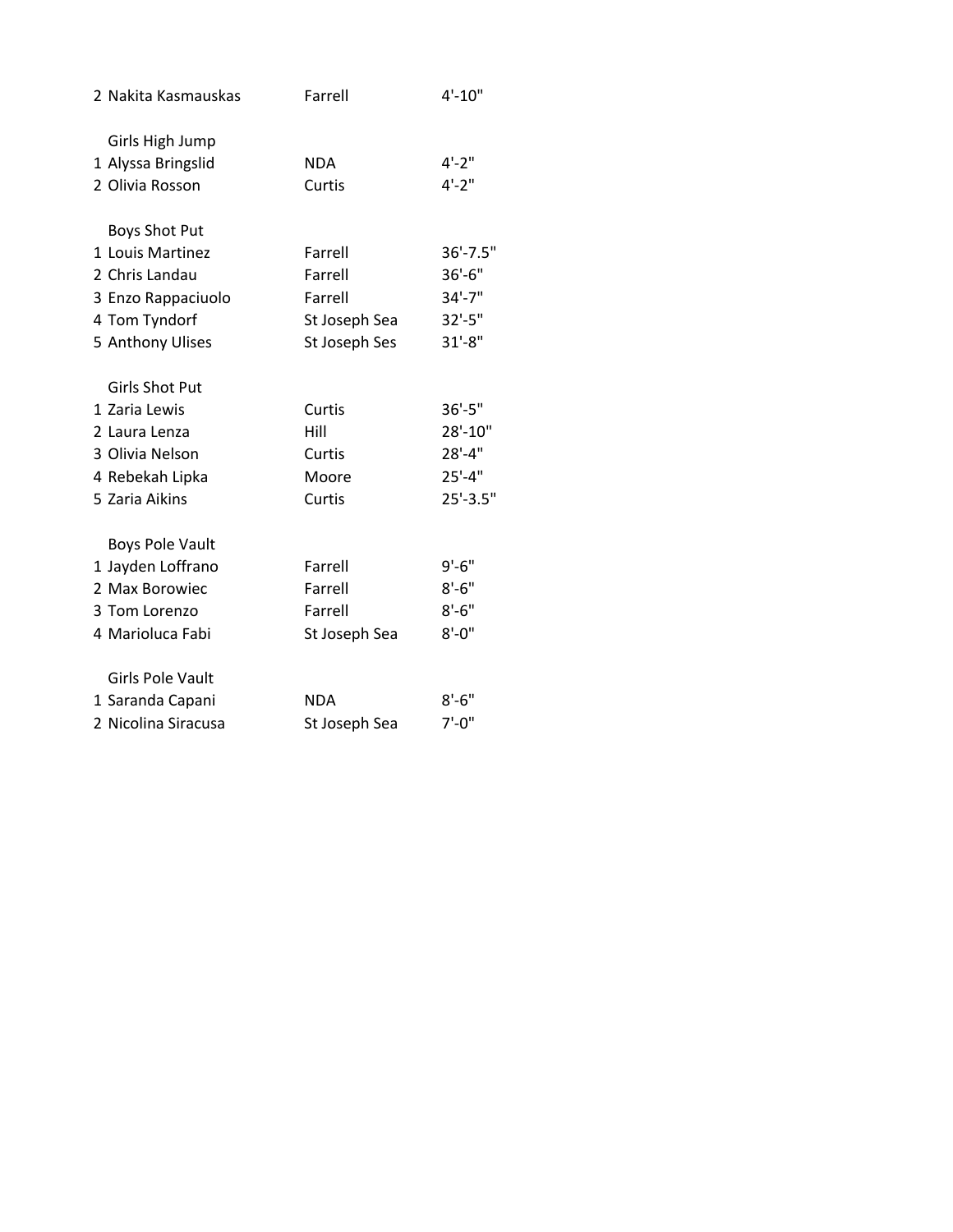| | | | |
|---|---|---|---|
| 2 | Nakita Kasmauskas | Farrell | 4'-10" |
| | **Girls High Jump** | | |
| 1 | Alyssa Bringslid | NDA | 4'-2" |
| 2 | Olivia Rosson | Curtis | 4'-2" |
| | **Boys Shot Put** | | |
| 1 | Louis Martinez | Farrell | 36'-7.5" |
| 2 | Chris Landau | Farrell | 36'-6" |
| 3 | Enzo Rappaciuolo | Farrell | 34'-7" |
| 4 | Tom Tyndorf | St Joseph Sea | 32'-5" |
| 5 | Anthony Ulises | St Joseph Ses | 31'-8" |
| | **Girls Shot Put** | | |
| 1 | Zaria Lewis | Curtis | 36'-5" |
| 2 | Laura Lenza | Hill | 28'-10" |
| 3 | Olivia Nelson | Curtis | 28'-4" |
| 4 | Rebekah Lipka | Moore | 25'-4" |
| 5 | Zaria Aikins | Curtis | 25'-3.5" |
| | **Boys Pole Vault** | | |
| 1 | Jayden Loffrano | Farrell | 9'-6" |
| 2 | Max Borowiec | Farrell | 8'-6" |
| 3 | Tom Lorenzo | Farrell | 8'-6" |
| 4 | Marioluca Fabi | St Joseph Sea | 8'-0" |
| | **Girls Pole Vault** | | |
| 1 | Saranda Capani | NDA | 8'-6" |
| 2 | Nicolina Siracusa | St Joseph Sea | 7'-0" |